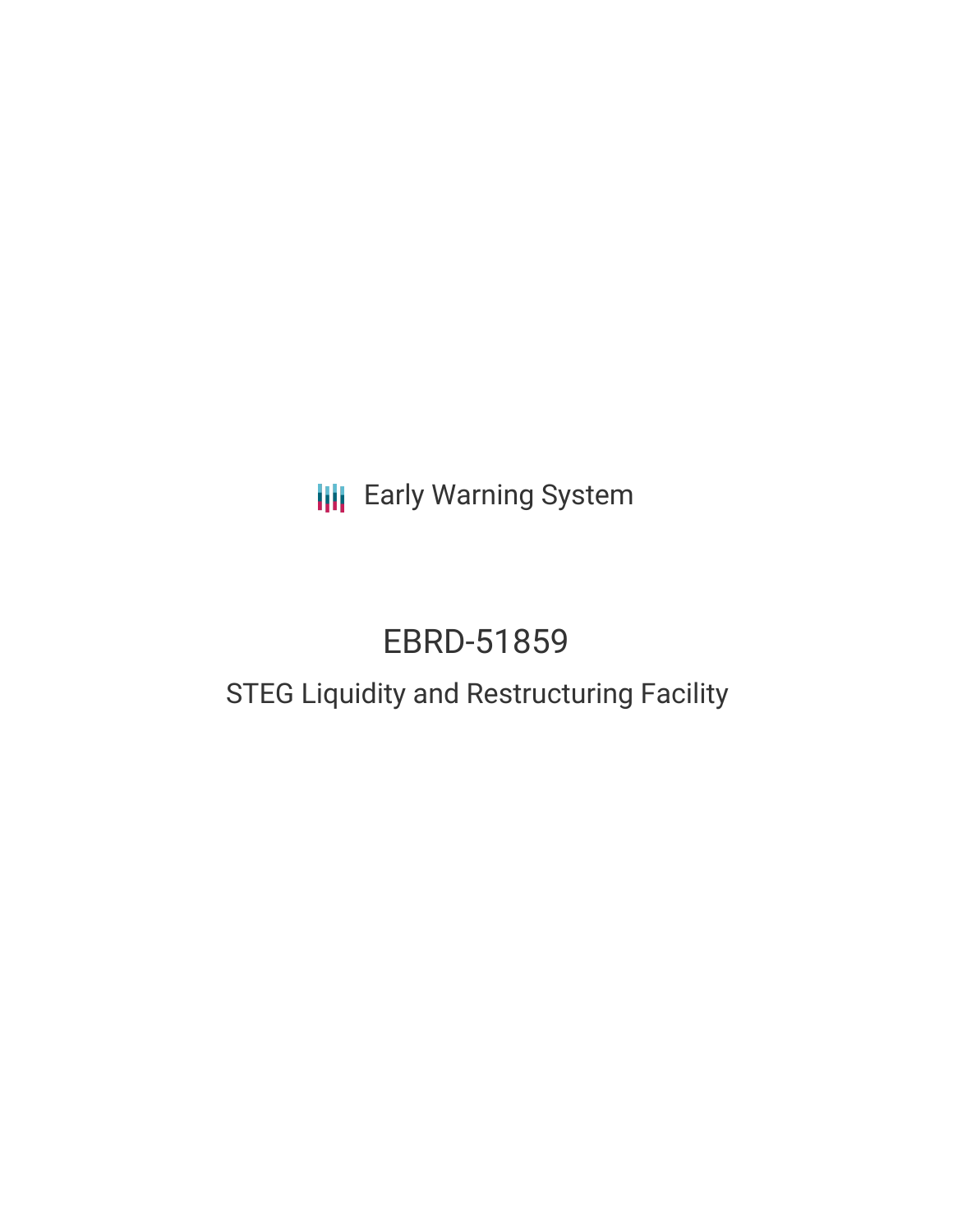Early Warning System

# EBRD-51859

## STEG Liquidity and Restructuring Facility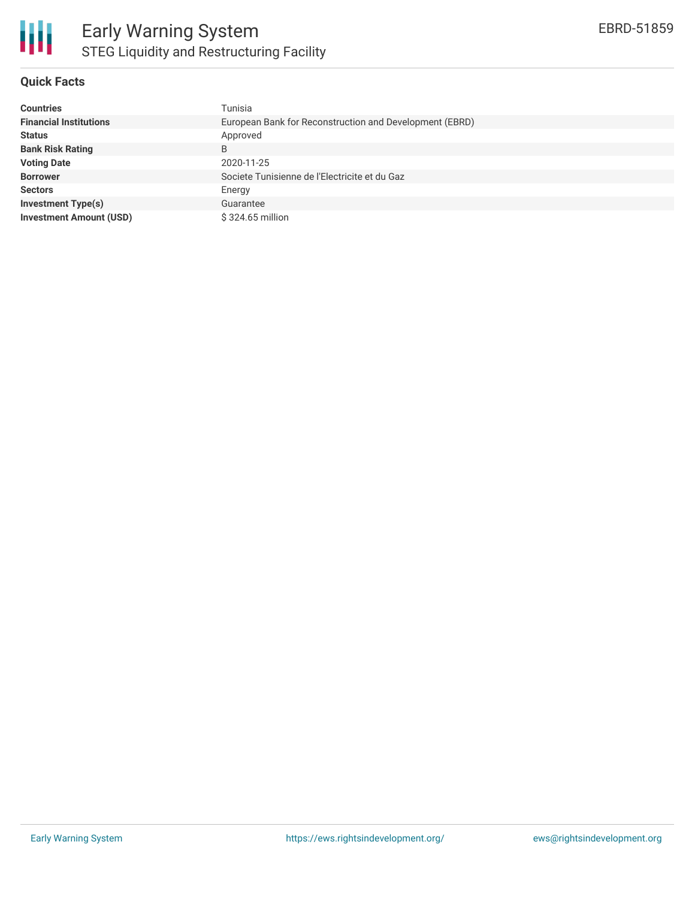# Early Warning System

## STEG Liquidity and Restructuring Facility

EBRD-51859

### Quick Facts

| | |
|---|---|
| **Countries** | Tunisia |
| **Financial Institutions** | European Bank for Reconstruction and Development (EBRD) |
| **Status** | Approved |
| **Bank Risk Rating** | B |
| **Voting Date** | 2020-11-25 |
| **Borrower** | Societe Tunisienne de l'Electricite et du Gaz |
| **Sectors** | Energy |
| **Investment Type(s)** | Guarantee |
| **Investment Amount (USD)** | $ 324.65 million |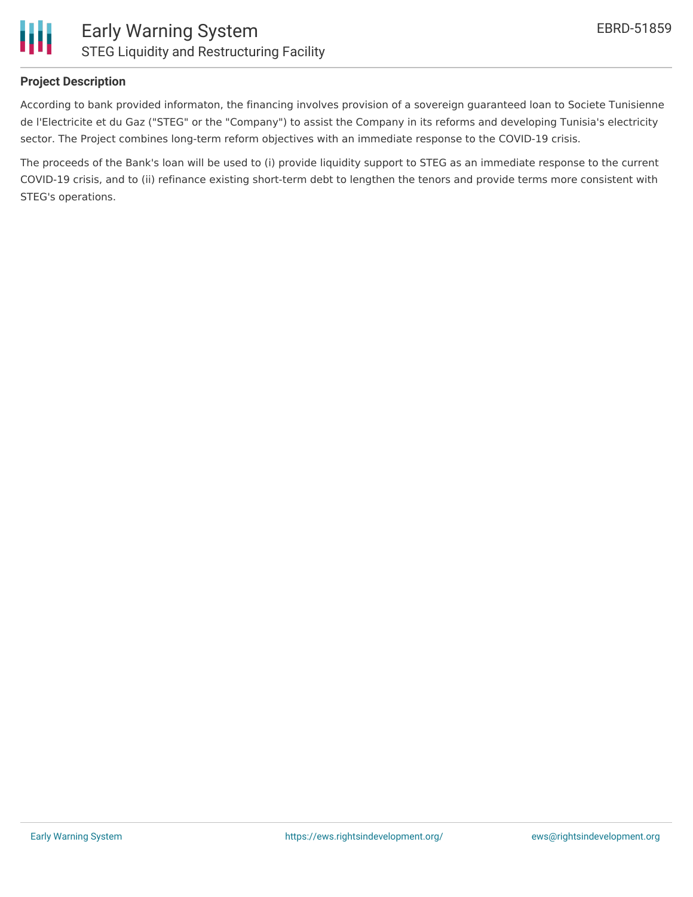## Project Description

According to bank provided informaton, the financing involves provision of a sovereign guaranteed loan to Societe Tunisienne de l'Electricite et du Gaz ("STEG" or the "Company") to assist the Company in its reforms and developing Tunisia's electricity sector. The Project combines long-term reform objectives with an immediate response to the COVID-19 crisis.

The proceeds of the Bank's loan will be used to (i) provide liquidity support to STEG as an immediate response to the current COVID-19 crisis, and to (ii) refinance existing short-term debt to lengthen the tenors and provide terms more consistent with STEG's operations.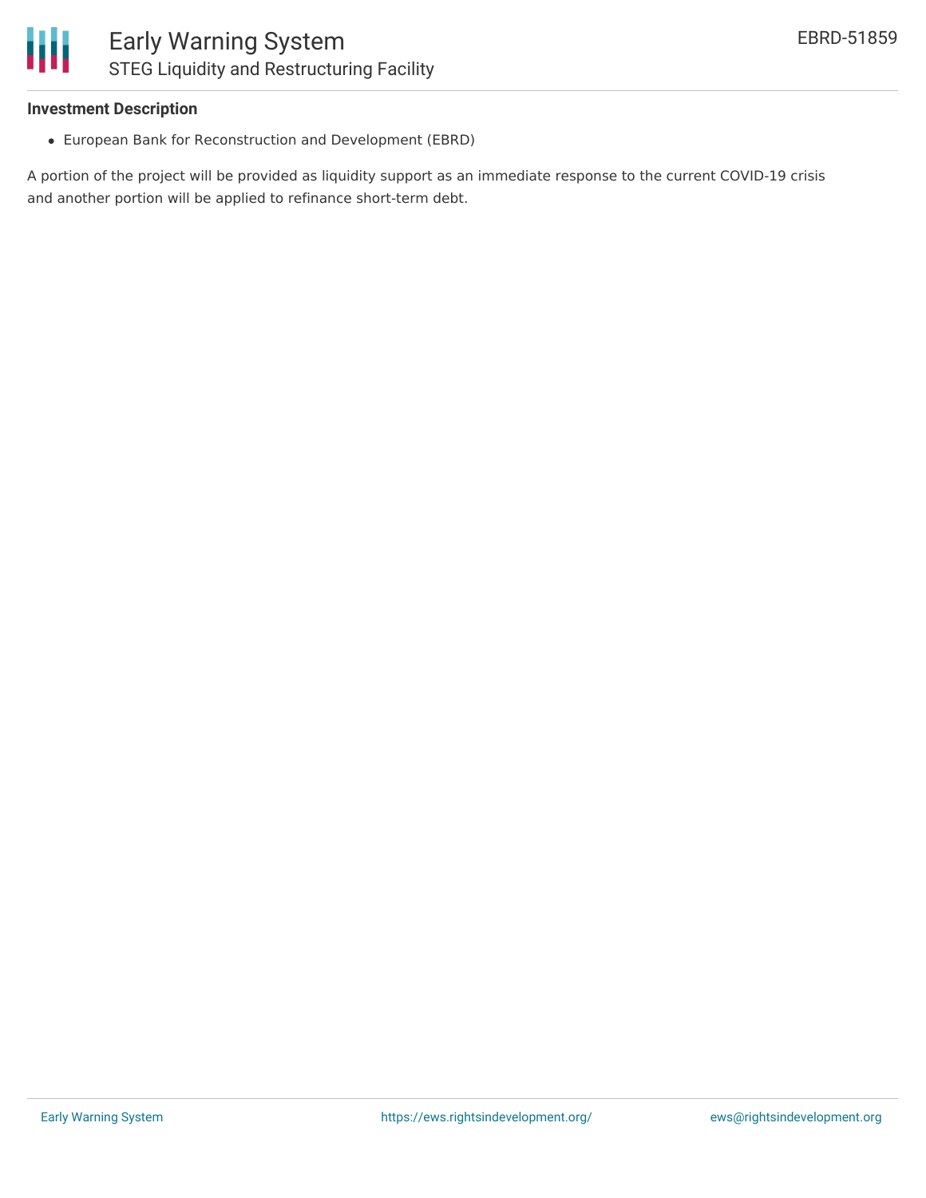**Investment Description**

- European Bank for Reconstruction and Development (EBRD)

A portion of the project will be provided as liquidity support as an immediate response to the current COVID-19 crisis and another portion will be applied to refinance short-term debt.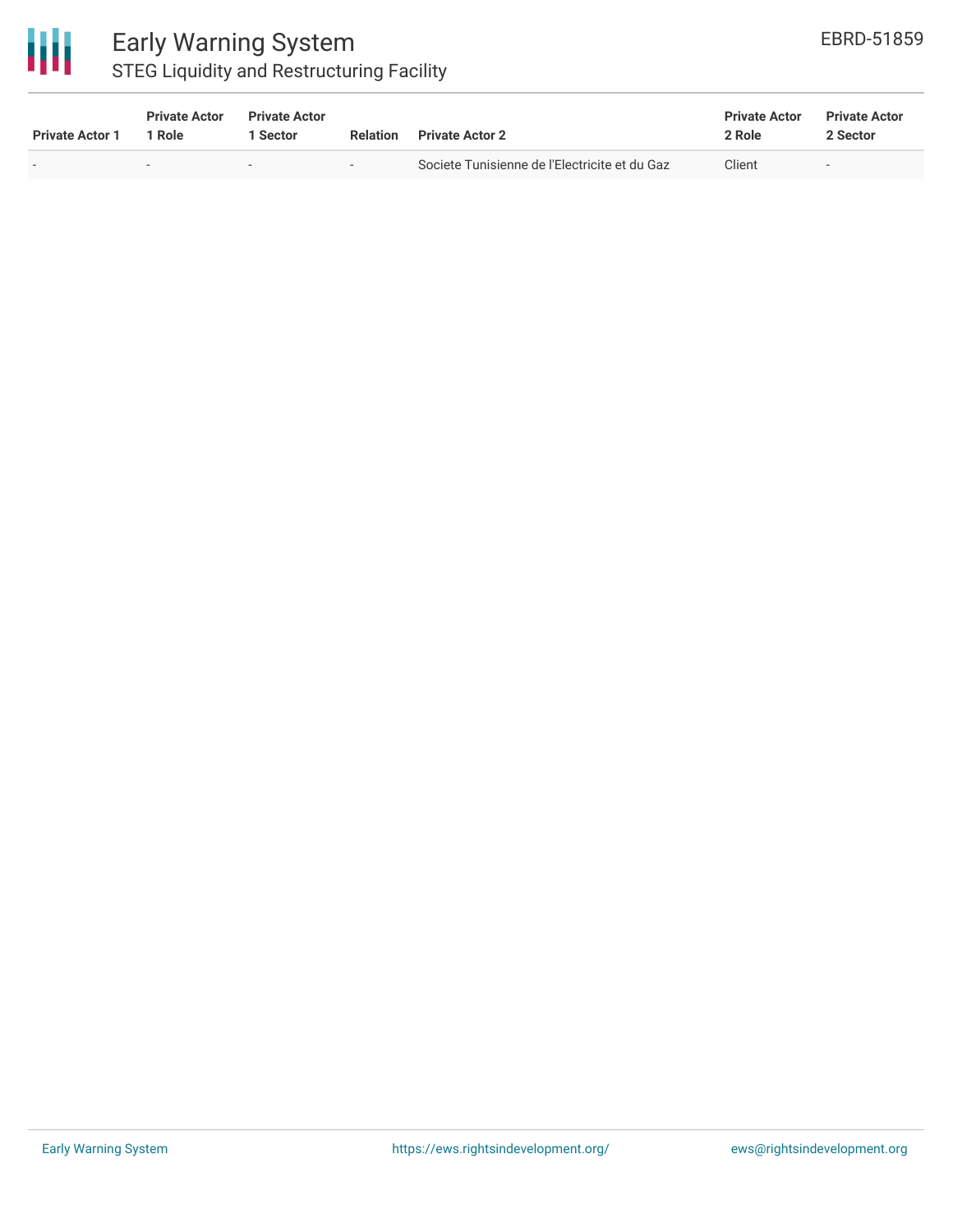| Private Actor 1 | Private Actor 1 Role | Private Actor 1 Sector | Relation | Private Actor 2 | Private Actor 2 Role | Private Actor 2 Sector |
| --- | --- | --- | --- | --- | --- | --- |
| - | - | - | - | Societe Tunisienne de l'Electricite et du Gaz | Client | - |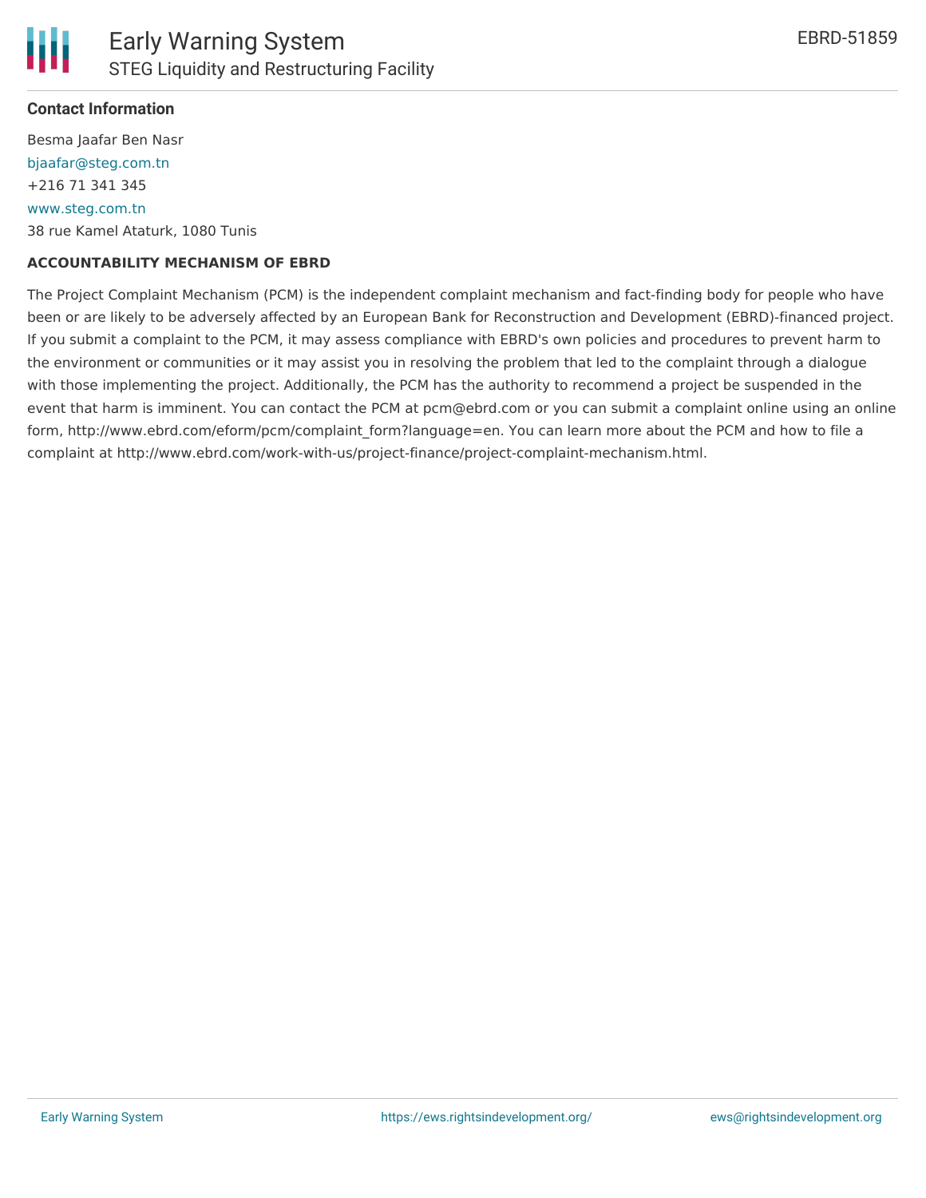**Contact Information**

Besma Jaafar Ben Nasr
bjaafar@steg.com.tn
+216 71 341 345
www.steg.com.tn
38 rue Kamel Ataturk, 1080 Tunis

**ACCOUNTABILITY MECHANISM OF EBRD**

The Project Complaint Mechanism (PCM) is the independent complaint mechanism and fact-finding body for people who have been or are likely to be adversely affected by an European Bank for Reconstruction and Development (EBRD)-financed project. If you submit a complaint to the PCM, it may assess compliance with EBRD's own policies and procedures to prevent harm to the environment or communities or it may assist you in resolving the problem that led to the complaint through a dialogue with those implementing the project. Additionally, the PCM has the authority to recommend a project be suspended in the event that harm is imminent. You can contact the PCM at pcm@ebrd.com or you can submit a complaint online using an online form, http://www.ebrd.com/eform/pcm/complaint_form?language=en. You can learn more about the PCM and how to file a complaint at http://www.ebrd.com/work-with-us/project-finance/project-complaint-mechanism.html.